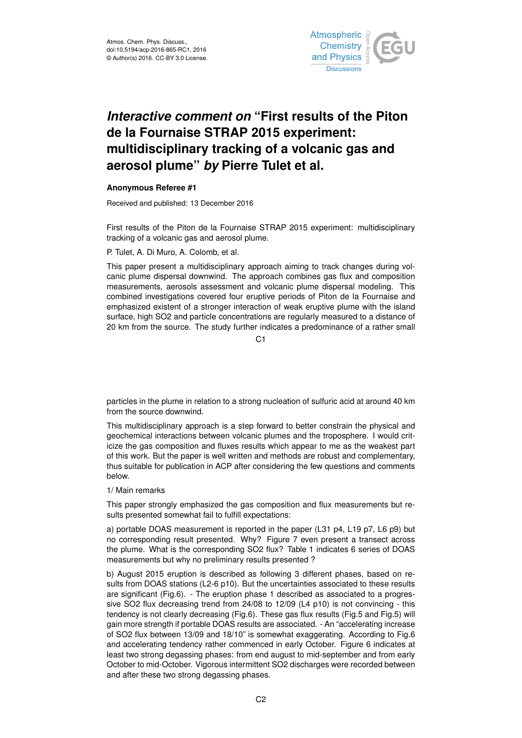# *Interactive comment on* "First results of the Piton de la Fournaise STRAP 2015 experiment: multidisciplinary tracking of a volcanic gas and aerosol plume" *by* Pierre Tulet et al.

**Anonymous Referee #1**

Received and published: 13 December 2016

First results of the Piton de la Fournaise STRAP 2015 experiment: multidisciplinary tracking of a volcanic gas and aerosol plume.

P. Tulet, A. Di Muro, A. Colomb, et al.

This paper present a multidisciplinary approach aiming to track changes during volcanic plume dispersal downwind. The approach combines gas flux and composition measurements, aerosols assessment and volcanic plume dispersal modeling. This combined investigations covered four eruptive periods of Piton de la Fournaise and emphasized existent of a stronger interaction of weak eruptive plume with the island surface, high SO2 and particle concentrations are regularly measured to a distance of 20 km from the source. The study further indicates a predominance of a rather small particles in the plume in relation to a strong nucleation of sulfuric acid at around 40 km from the source downwind.

This multidisciplinary approach is a step forward to better constrain the physical and geochemical interactions between volcanic plumes and the troposphere. I would criticize the gas composition and fluxes results which appear to me as the weakest part of this work. But the paper is well written and methods are robust and complementary, thus suitable for publication in ACP after considering the few questions and comments below.

1/ Main remarks

This paper strongly emphasized the gas composition and flux measurements but results presented somewhat fail to fulfill expectations:

a) portable DOAS measurement is reported in the paper (L31 p4, L19 p7, L6 p9) but no corresponding result presented. Why? Figure 7 even present a transect across the plume. What is the corresponding SO2 flux? Table 1 indicates 6 series of DOAS measurements but why no preliminary results presented ?

b) August 2015 eruption is described as following 3 different phases, based on results from DOAS stations (L2-6 p10). But the uncertainties associated to these results are significant (Fig.6). - The eruption phase 1 described as associated to a progressive SO2 flux decreasing trend from 24/08 to 12/09 (L4 p10) is not convincing - this tendency is not clearly decreasing (Fig.6). These gas flux results (Fig.5 and Fig.5) will gain more strength if portable DOAS results are associated. - An "accelerating increase of SO2 flux between 13/09 and 18/10" is somewhat exaggerating. According to Fig.6 and accelerating tendency rather commenced in early October. Figure 6 indicates at least two strong degassing phases: from end august to mid-september and from early October to mid-October. Vigorous intermittent SO2 discharges were recorded between and after these two strong degassing phases.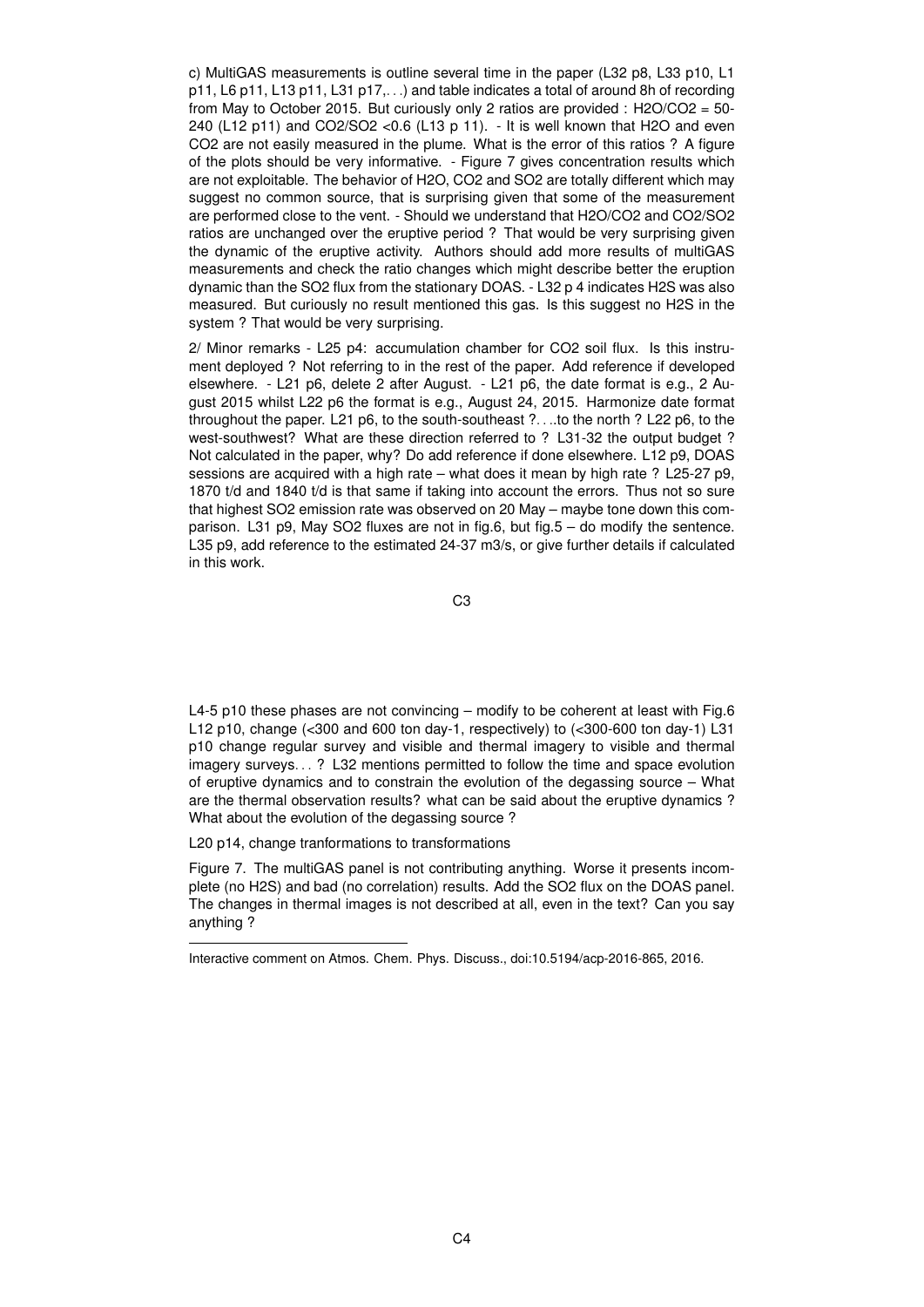c) MultiGAS measurements is outline several time in the paper (L32 p8, L33 p10, L1 p11, L6 p11, L13 p11, L31 p17,. . .) and table indicates a total of around 8h of recording from May to October 2015. But curiously only 2 ratios are provided : $H_2O/CO_2$ = 50-240 (L12 p11) and $CO_2/SO_2$ <0.6 (L13 p 11). - It is well known that $H_2O$ and even $CO_2$ are not easily measured in the plume. What is the error of this ratios ? A figure of the plots should be very informative. - Figure 7 gives concentration results which are not exploitable. The behavior of $H_2O$, $CO_2$ and $SO_2$ are totally different which may suggest no common source, that is surprising given that some of the measurement are performed close to the vent. - Should we understand that $H_2O/CO_2$ and $CO_2/SO_2$ ratios are unchanged over the eruptive period ? That would be very surprising given the dynamic of the eruptive activity. Authors should add more results of multiGAS measurements and check the ratio changes which might describe better the eruption dynamic than the $SO_2$ flux from the stationary DOAS. - L32 p 4 indicates $H_2S$ was also measured. But curiously no result mentioned this gas. Is this suggest no $H_2S$ in the system ? That would be very surprising.

2/ Minor remarks - L25 p4: accumulation chamber for $CO_2$ soil flux. Is this instrument deployed ? Not referring to in the rest of the paper. Add reference if developed elsewhere. - L21 p6, delete 2 after August. - L21 p6, the date format is e.g., 2 August 2015 whilst L22 p6 the format is e.g., August 24, 2015. Harmonize date format throughout the paper. L21 p6, to the south-southeast ?. . ..to the north ? L22 p6, to the west-southwest? What are these direction referred to ? L31-32 the output budget ? Not calculated in the paper, why? Do add reference if done elsewhere. L12 p9, DOAS sessions are acquired with a high rate – what does it mean by high rate ? L25-27 p9, 1870 t/d and 1840 t/d is that same if taking into account the errors. Thus not so sure that highest $SO_2$ emission rate was observed on 20 May – maybe tone down this comparison. L31 p9, May $SO_2$ fluxes are not in fig.6, but fig.5 – do modify the sentence. L35 p9, add reference to the estimated 24-37 m3/s, or give further details if calculated in this work.

L4-5 p10 these phases are not convincing – modify to be coherent at least with Fig.6 L12 p10, change (<300 and 600 ton day-1, respectively) to (<300-600 ton day-1) L31 p10 change regular survey and visible and thermal imagery to visible and thermal imagery surveys. . . ? L32 mentions permitted to follow the time and space evolution of eruptive dynamics and to constrain the evolution of the degassing source – What are the thermal observation results? what can be said about the eruptive dynamics ? What about the evolution of the degassing source ?

L20 p14, change tranformations to transformations

Figure 7. The multiGAS panel is not contributing anything. Worse it presents incomplete (no $H_2S$) and bad (no correlation) results. Add the $SO_2$ flux on the DOAS panel. The changes in thermal images is not described at all, even in the text? Can you say anything ?

---

Interactive comment on Atmos. Chem. Phys. Discuss., doi:10.5194/acp-2016-865, 2016.